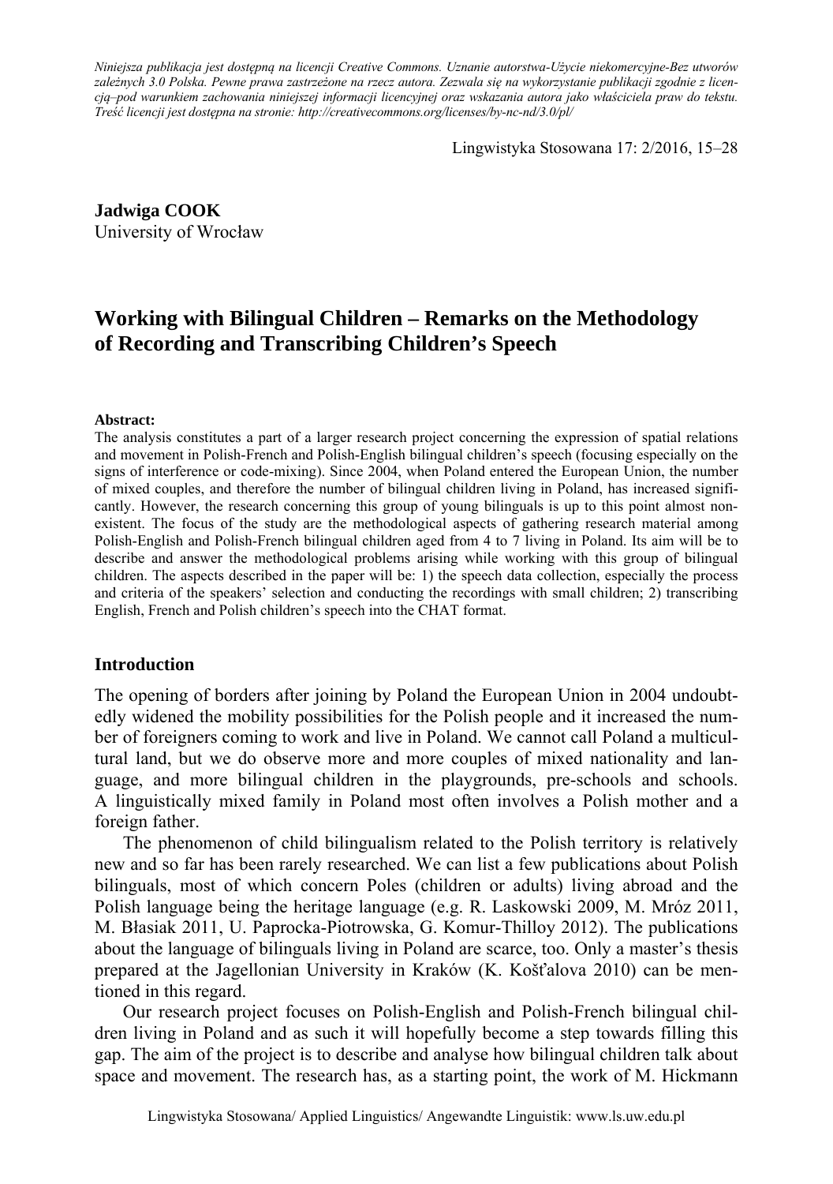*Niniejsza publikacja jest dostępną na licencji Creative Commons. Uznanie autorstwa-Użycie niekomercyjne-Bez utworów zależnych 3.0 Polska. Pewne prawa zastrzeżone na rzecz autora. Zezwala się na wykorzystanie publikacji zgodnie z licencją–pod warunkiem zachowania niniejszej informacji licencyjnej oraz wskazania autora jako właściciela praw do tekstu. Treść licencji jest dostępna na stronie: http://creativecommons.org/licenses/by-nc-nd/3.0/pl/*

Lingwistyka Stosowana 17: 2/2016, 15–28

**Jadwiga COOK**
University of Wrocław

# Working with Bilingual Children – Remarks on the Methodology of Recording and Transcribing Children's Speech

**Abstract:**
The analysis constitutes a part of a larger research project concerning the expression of spatial relations and movement in Polish-French and Polish-English bilingual children's speech (focusing especially on the signs of interference or code-mixing). Since 2004, when Poland entered the European Union, the number of mixed couples, and therefore the number of bilingual children living in Poland, has increased significantly. However, the research concerning this group of young bilinguals is up to this point almost non-existent. The focus of the study are the methodological aspects of gathering research material among Polish-English and Polish-French bilingual children aged from 4 to 7 living in Poland. Its aim will be to describe and answer the methodological problems arising while working with this group of bilingual children. The aspects described in the paper will be: 1) the speech data collection, especially the process and criteria of the speakers' selection and conducting the recordings with small children; 2) transcribing English, French and Polish children's speech into the CHAT format.

## Introduction

The opening of borders after joining by Poland the European Union in 2004 undoubtedly widened the mobility possibilities for the Polish people and it increased the number of foreigners coming to work and live in Poland. We cannot call Poland a multicultural land, but we do observe more and more couples of mixed nationality and language, and more bilingual children in the playgrounds, pre-schools and schools. A linguistically mixed family in Poland most often involves a Polish mother and a foreign father.

The phenomenon of child bilingualism related to the Polish territory is relatively new and so far has been rarely researched. We can list a few publications about Polish bilinguals, most of which concern Poles (children or adults) living abroad and the Polish language being the heritage language (e.g. R. Laskowski 2009, M. Mróz 2011, M. Błasiak 2011, U. Paprocka-Piotrowska, G. Komur-Thilloy 2012). The publications about the language of bilinguals living in Poland are scarce, too. Only a master's thesis prepared at the Jagellonian University in Kraków (K. Košťalova 2010) can be mentioned in this regard.

Our research project focuses on Polish-English and Polish-French bilingual children living in Poland and as such it will hopefully become a step towards filling this gap. The aim of the project is to describe and analyse how bilingual children talk about space and movement. The research has, as a starting point, the work of M. Hickmann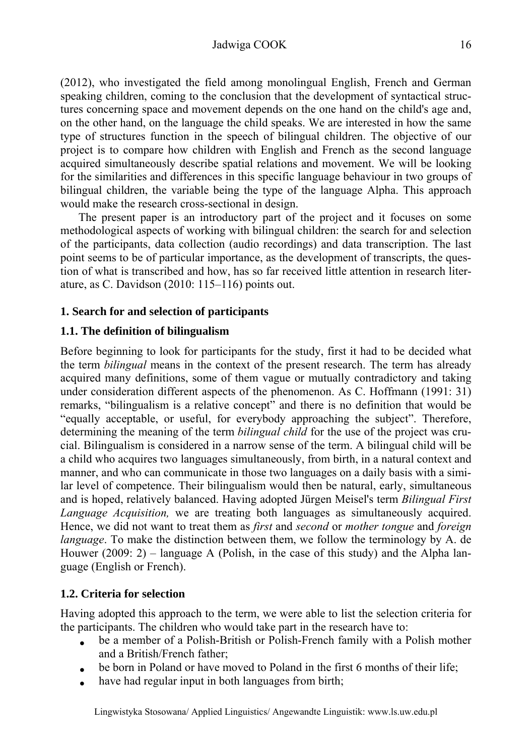(2012), who investigated the field among monolingual English, French and German speaking children, coming to the conclusion that the development of syntactical structures concerning space and movement depends on the one hand on the child's age and, on the other hand, on the language the child speaks. We are interested in how the same type of structures function in the speech of bilingual children. The objective of our project is to compare how children with English and French as the second language acquired simultaneously describe spatial relations and movement. We will be looking for the similarities and differences in this specific language behaviour in two groups of bilingual children, the variable being the type of the language Alpha. This approach would make the research cross-sectional in design.

The present paper is an introductory part of the project and it focuses on some methodological aspects of working with bilingual children: the search for and selection of the participants, data collection (audio recordings) and data transcription. The last point seems to be of particular importance, as the development of transcripts, the question of what is transcribed and how, has so far received little attention in research literature, as C. Davidson (2010: 115–116) points out.

## 1. Search for and selection of participants

### 1.1. The definition of bilingualism

Before beginning to look for participants for the study, first it had to be decided what the term *bilingual* means in the context of the present research. The term has already acquired many definitions, some of them vague or mutually contradictory and taking under consideration different aspects of the phenomenon. As C. Hoffmann (1991: 31) remarks, "bilingualism is a relative concept" and there is no definition that would be "equally acceptable, or useful, for everybody approaching the subject". Therefore, determining the meaning of the term *bilingual child* for the use of the project was crucial. Bilingualism is considered in a narrow sense of the term. A bilingual child will be a child who acquires two languages simultaneously, from birth, in a natural context and manner, and who can communicate in those two languages on a daily basis with a similar level of competence. Their bilingualism would then be natural, early, simultaneous and is hoped, relatively balanced. Having adopted Jürgen Meisel's term *Bilingual First Language Acquisition,* we are treating both languages as simultaneously acquired. Hence, we did not want to treat them as *first* and *second* or *mother tongue* and *foreign language*. To make the distinction between them, we follow the terminology by A. de Houwer (2009: 2) – language A (Polish, in the case of this study) and the Alpha language (English or French).

### 1.2. Criteria for selection

Having adopted this approach to the term, we were able to list the selection criteria for the participants. The children who would take part in the research have to:

- be a member of a Polish-British or Polish-French family with a Polish mother and a British/French father;
- be born in Poland or have moved to Poland in the first 6 months of their life;
- have had regular input in both languages from birth;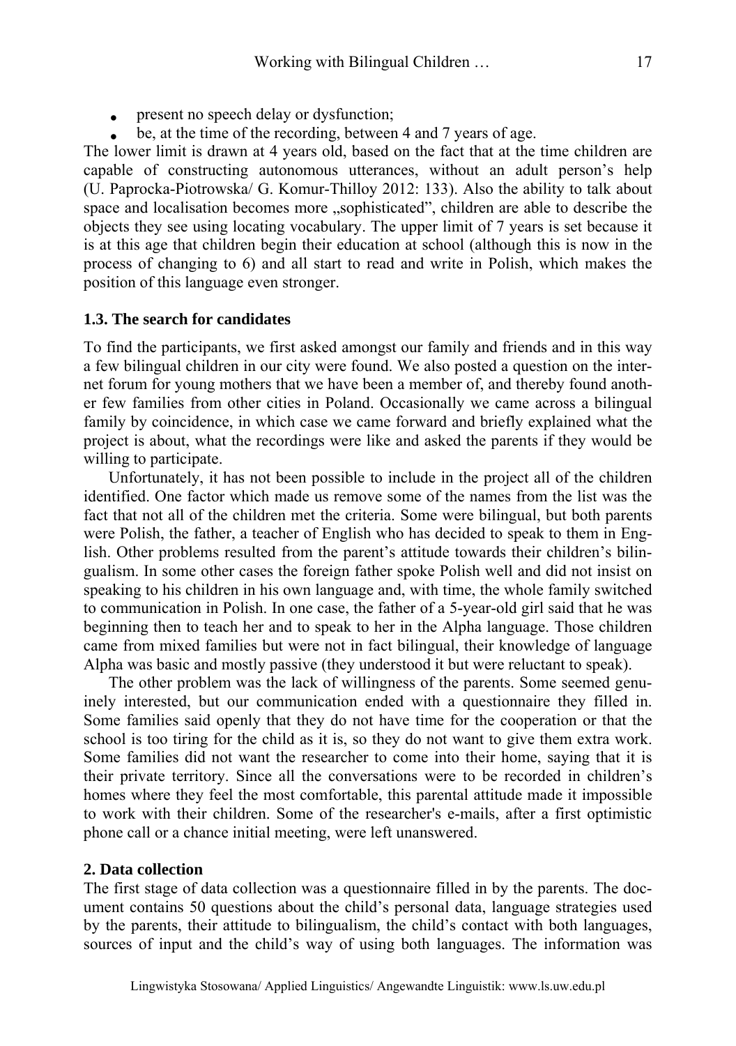- present no speech delay or dysfunction;
- be, at the time of the recording, between 4 and 7 years of age.

The lower limit is drawn at 4 years old, based on the fact that at the time children are capable of constructing autonomous utterances, without an adult person's help (U. Paprocka-Piotrowska/ G. Komur-Thilloy 2012: 133). Also the ability to talk about space and localisation becomes more „sophisticated", children are able to describe the objects they see using locating vocabulary. The upper limit of 7 years is set because it is at this age that children begin their education at school (although this is now in the process of changing to 6) and all start to read and write in Polish, which makes the position of this language even stronger.

### 1.3. The search for candidates

To find the participants, we first asked amongst our family and friends and in this way a few bilingual children in our city were found. We also posted a question on the internet forum for young mothers that we have been a member of, and thereby found another few families from other cities in Poland. Occasionally we came across a bilingual family by coincidence, in which case we came forward and briefly explained what the project is about, what the recordings were like and asked the parents if they would be willing to participate.

Unfortunately, it has not been possible to include in the project all of the children identified. One factor which made us remove some of the names from the list was the fact that not all of the children met the criteria. Some were bilingual, but both parents were Polish, the father, a teacher of English who has decided to speak to them in English. Other problems resulted from the parent's attitude towards their children's bilingualism. In some other cases the foreign father spoke Polish well and did not insist on speaking to his children in his own language and, with time, the whole family switched to communication in Polish. In one case, the father of a 5-year-old girl said that he was beginning then to teach her and to speak to her in the Alpha language. Those children came from mixed families but were not in fact bilingual, their knowledge of language Alpha was basic and mostly passive (they understood it but were reluctant to speak).

The other problem was the lack of willingness of the parents. Some seemed genuinely interested, but our communication ended with a questionnaire they filled in. Some families said openly that they do not have time for the cooperation or that the school is too tiring for the child as it is, so they do not want to give them extra work. Some families did not want the researcher to come into their home, saying that it is their private territory. Since all the conversations were to be recorded in children's homes where they feel the most comfortable, this parental attitude made it impossible to work with their children. Some of the researcher's e-mails, after a first optimistic phone call or a chance initial meeting, were left unanswered.

## 2. Data collection

The first stage of data collection was a questionnaire filled in by the parents. The document contains 50 questions about the child's personal data, language strategies used by the parents, their attitude to bilingualism, the child's contact with both languages, sources of input and the child's way of using both languages. The information was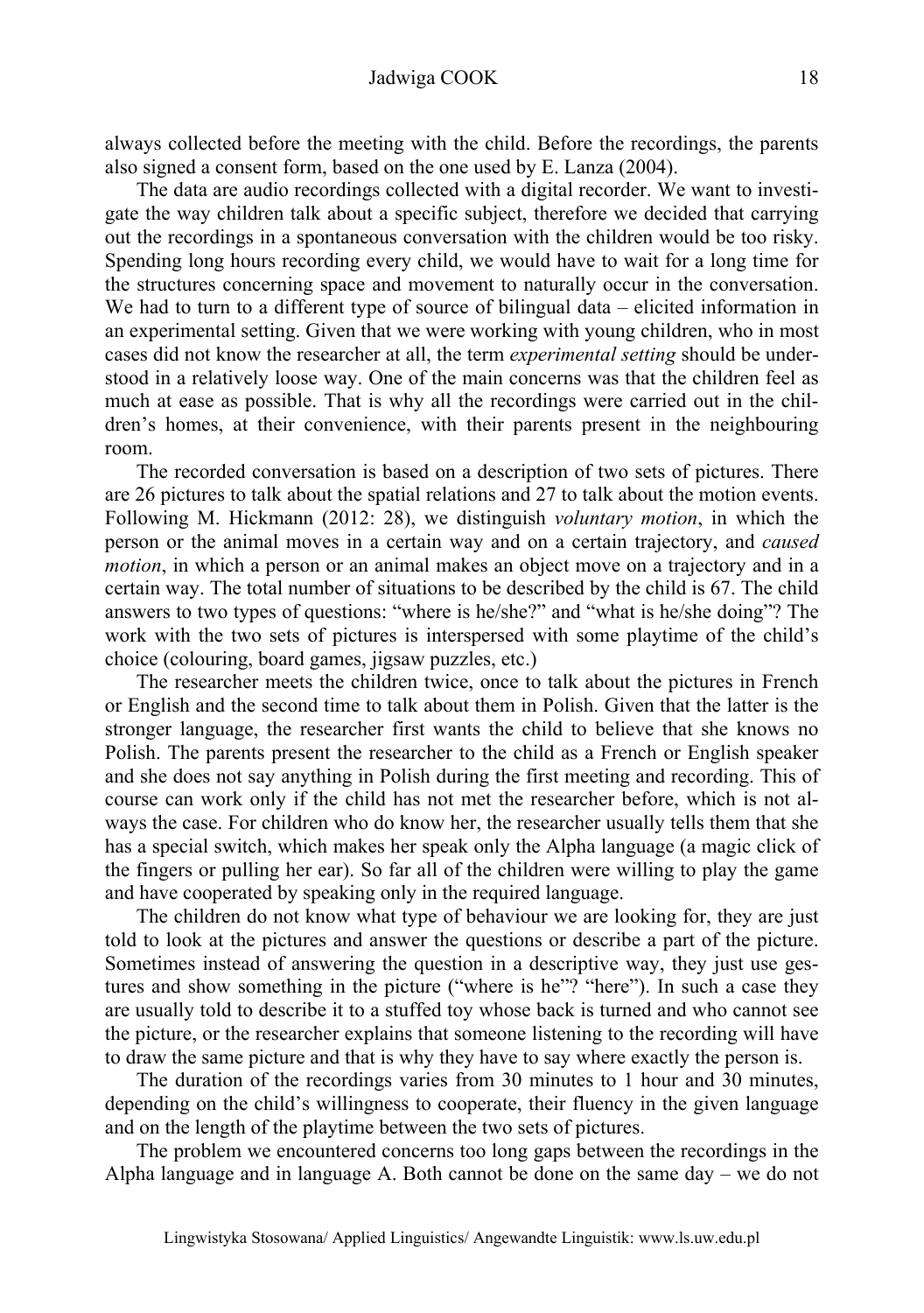always collected before the meeting with the child. Before the recordings, the parents also signed a consent form, based on the one used by E. Lanza (2004).

The data are audio recordings collected with a digital recorder. We want to investigate the way children talk about a specific subject, therefore we decided that carrying out the recordings in a spontaneous conversation with the children would be too risky. Spending long hours recording every child, we would have to wait for a long time for the structures concerning space and movement to naturally occur in the conversation. We had to turn to a different type of source of bilingual data – elicited information in an experimental setting. Given that we were working with young children, who in most cases did not know the researcher at all, the term *experimental setting* should be understood in a relatively loose way. One of the main concerns was that the children feel as much at ease as possible. That is why all the recordings were carried out in the children's homes, at their convenience, with their parents present in the neighbouring room.

The recorded conversation is based on a description of two sets of pictures. There are 26 pictures to talk about the spatial relations and 27 to talk about the motion events. Following M. Hickmann (2012: 28), we distinguish *voluntary motion*, in which the person or the animal moves in a certain way and on a certain trajectory, and *caused motion*, in which a person or an animal makes an object move on a trajectory and in a certain way. The total number of situations to be described by the child is 67. The child answers to two types of questions: "where is he/she?" and "what is he/she doing"? The work with the two sets of pictures is interspersed with some playtime of the child's choice (colouring, board games, jigsaw puzzles, etc.)

The researcher meets the children twice, once to talk about the pictures in French or English and the second time to talk about them in Polish. Given that the latter is the stronger language, the researcher first wants the child to believe that she knows no Polish. The parents present the researcher to the child as a French or English speaker and she does not say anything in Polish during the first meeting and recording. This of course can work only if the child has not met the researcher before, which is not always the case. For children who do know her, the researcher usually tells them that she has a special switch, which makes her speak only the Alpha language (a magic click of the fingers or pulling her ear). So far all of the children were willing to play the game and have cooperated by speaking only in the required language.

The children do not know what type of behaviour we are looking for, they are just told to look at the pictures and answer the questions or describe a part of the picture. Sometimes instead of answering the question in a descriptive way, they just use gestures and show something in the picture ("where is he"? "here"). In such a case they are usually told to describe it to a stuffed toy whose back is turned and who cannot see the picture, or the researcher explains that someone listening to the recording will have to draw the same picture and that is why they have to say where exactly the person is.

The duration of the recordings varies from 30 minutes to 1 hour and 30 minutes, depending on the child's willingness to cooperate, their fluency in the given language and on the length of the playtime between the two sets of pictures.

The problem we encountered concerns too long gaps between the recordings in the Alpha language and in language A. Both cannot be done on the same day – we do not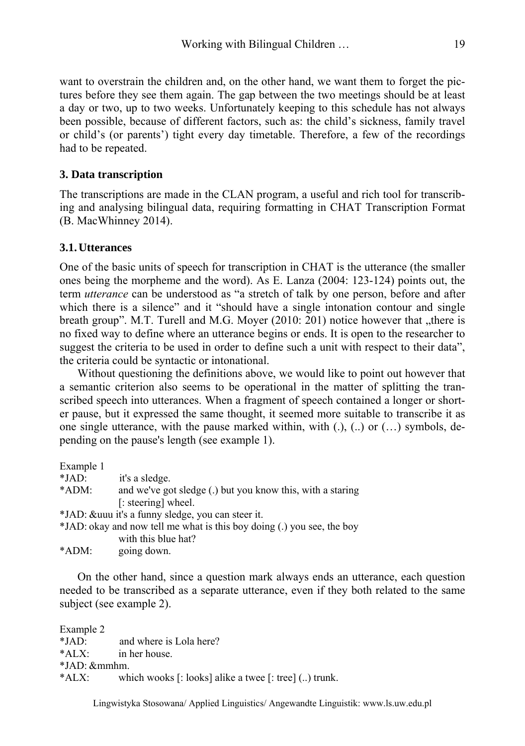want to overstrain the children and, on the other hand, we want them to forget the pictures before they see them again. The gap between the two meetings should be at least a day or two, up to two weeks. Unfortunately keeping to this schedule has not always been possible, because of different factors, such as: the child's sickness, family travel or child's (or parents') tight every day timetable. Therefore, a few of the recordings had to be repeated.

## 3. Data transcription

The transcriptions are made in the CLAN program, a useful and rich tool for transcribing and analysing bilingual data, requiring formatting in CHAT Transcription Format (B. MacWhinney 2014).

### 3.1. Utterances

One of the basic units of speech for transcription in CHAT is the utterance (the smaller ones being the morpheme and the word). As E. Lanza (2004: 123-124) points out, the term *utterance* can be understood as "a stretch of talk by one person, before and after which there is a silence" and it "should have a single intonation contour and single breath group". M.T. Turell and M.G. Moyer (2010: 201) notice however that „there is no fixed way to define where an utterance begins or ends. It is open to the researcher to suggest the criteria to be used in order to define such a unit with respect to their data", the criteria could be syntactic or intonational.

Without questioning the definitions above, we would like to point out however that a semantic criterion also seems to be operational in the matter of splitting the transcribed speech into utterances. When a fragment of speech contained a longer or shorter pause, but it expressed the same thought, it seemed more suitable to transcribe it as one single utterance, with the pause marked within, with (.), (..) or (…) symbols, depending on the pause's length (see example 1).

Example 1
```
*JAD:   it's a sledge.
*ADM:   and we've got sledge (.) but you know this, with a staring
        [: steering] wheel.
*JAD: &uuu it's a funny sledge, you can steer it.
*JAD: okay and now tell me what is this boy doing (.) you see, the boy
        with this blue hat?
*ADM:   going down.
```

On the other hand, since a question mark always ends an utterance, each question needed to be transcribed as a separate utterance, even if they both related to the same subject (see example 2).

Example 2
```
*JAD:   and where is Lola here?
*ALX:   in her house.
*JAD: &mmhm.
*ALX:   which wooks [: looks] alike a twee [: tree] (..) trunk.
```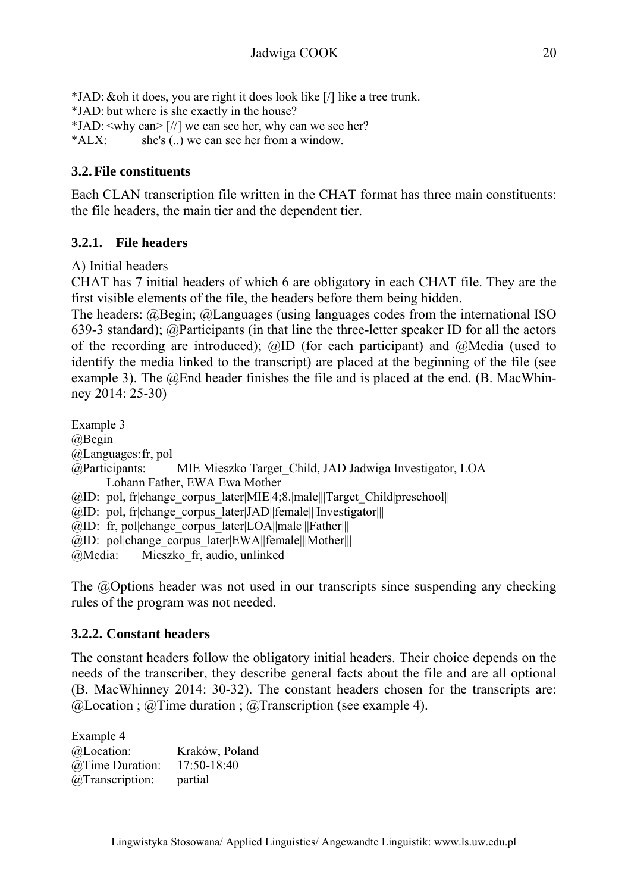*JAD: &oh it does, you are right it does look like [/] like a tree trunk.
*JAD: but where is she exactly in the house?
*JAD: <why can> [//] we can see her, why can we see her?
*ALX: she's (..) we can see her from a window.

### 3.2. File constituents

Each CLAN transcription file written in the CHAT format has three main constituents: the file headers, the main tier and the dependent tier.

#### 3.2.1. File headers

A) Initial headers

CHAT has 7 initial headers of which 6 are obligatory in each CHAT file. They are the first visible elements of the file, the headers before them being hidden.

The headers: @Begin; @Languages (using languages codes from the international ISO 639-3 standard); @Participants (in that line the three-letter speaker ID for all the actors of the recording are introduced); @ID (for each participant) and @Media (used to identify the media linked to the transcript) are placed at the beginning of the file (see example 3). The @End header finishes the file and is placed at the end. (B. MacWhinney 2014: 25-30)

Example 3
@Begin
@Languages: fr, pol
@Participants: MIE Mieszko Target_Child, JAD Jadwiga Investigator, LOA Lohann Father, EWA Ewa Mother
@ID: pol, fr|change_corpus_later|MIE|4;8.|male|||Target_Child|preschool||
@ID: pol, fr|change_corpus_later|JAD||female|||Investigator|||
@ID: fr, pol|change_corpus_later|LOA||male|||Father|||
@ID: pol|change_corpus_later|EWA||female|||Mother|||
@Media: Mieszko_fr, audio, unlinked

The @Options header was not used in our transcripts since suspending any checking rules of the program was not needed.

#### 3.2.2. Constant headers

The constant headers follow the obligatory initial headers. Their choice depends on the needs of the transcriber, they describe general facts about the file and are all optional (B. MacWhinney 2014: 30-32). The constant headers chosen for the transcripts are: @Location ; @Time duration ; @Transcription (see example 4).

Example 4
@Location: Kraków, Poland
@Time Duration: 17:50-18:40
@Transcription: partial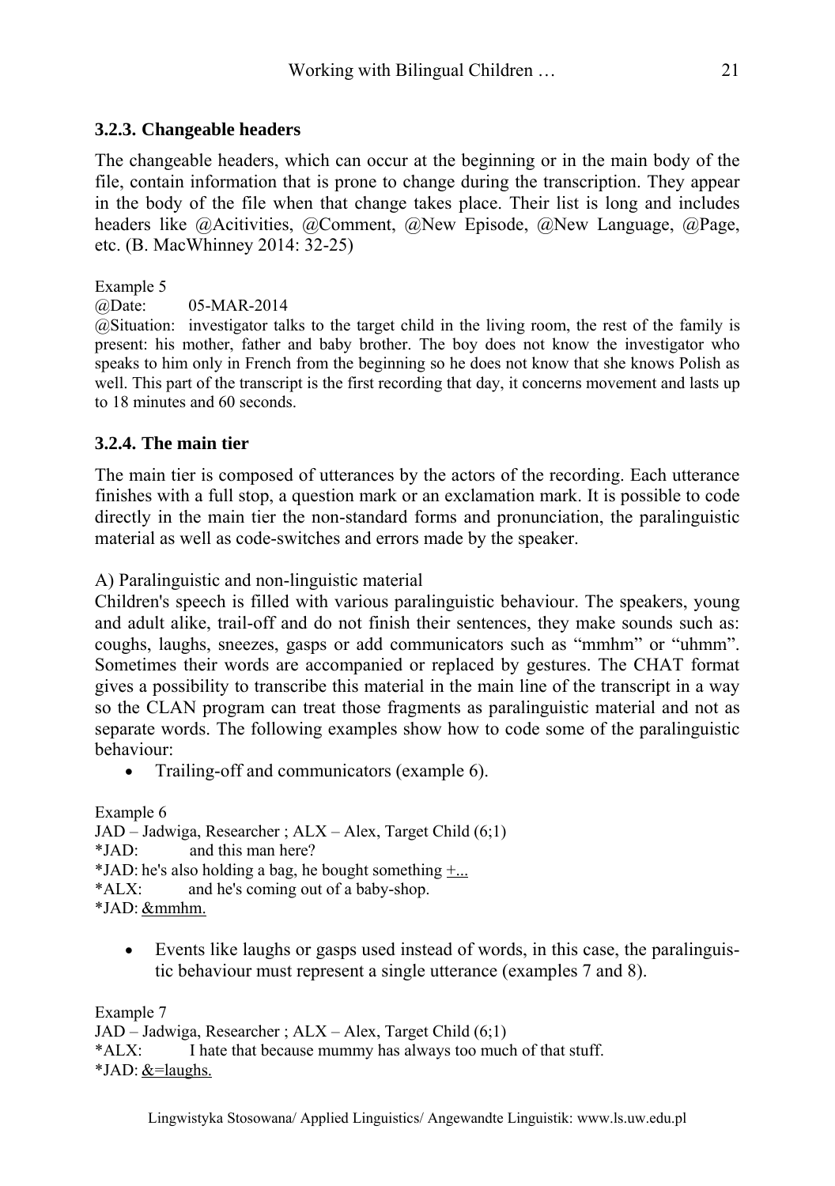### 3.2.3. Changeable headers

The changeable headers, which can occur at the beginning or in the main body of the file, contain information that is prone to change during the transcription. They appear in the body of the file when that change takes place. Their list is long and includes headers like @Acitivities, @Comment, @New Episode, @New Language, @Page, etc. (B. MacWhinney 2014: 32-25)

Example 5
@Date: 05-MAR-2014
@Situation: investigator talks to the target child in the living room, the rest of the family is present: his mother, father and baby brother. The boy does not know the investigator who speaks to him only in French from the beginning so he does not know that she knows Polish as well. This part of the transcript is the first recording that day, it concerns movement and lasts up to 18 minutes and 60 seconds.

### 3.2.4. The main tier

The main tier is composed of utterances by the actors of the recording. Each utterance finishes with a full stop, a question mark or an exclamation mark. It is possible to code directly in the main tier the non-standard forms and pronunciation, the paralinguistic material as well as code-switches and errors made by the speaker.

A) Paralinguistic and non-linguistic material
Children's speech is filled with various paralinguistic behaviour. The speakers, young and adult alike, trail-off and do not finish their sentences, they make sounds such as: coughs, laughs, sneezes, gasps or add communicators such as "mmhm" or "uhmm". Sometimes their words are accompanied or replaced by gestures. The CHAT format gives a possibility to transcribe this material in the main line of the transcript in a way so the CLAN program can treat those fragments as paralinguistic material and not as separate words. The following examples show how to code some of the paralinguistic behaviour:

- Trailing-off and communicators (example 6).

Example 6
JAD – Jadwiga, Researcher ; ALX – Alex, Target Child (6;1)
*JAD: and this man here?
*JAD: he's also holding a bag, he bought something <u>+...</u>
*ALX: and he's coming out of a baby-shop.
*JAD: <u>&mmhm.</u>

- Events like laughs or gasps used instead of words, in this case, the paralinguistic behaviour must represent a single utterance (examples 7 and 8).

Example 7
JAD – Jadwiga, Researcher ; ALX – Alex, Target Child (6;1)
*ALX: I hate that because mummy has always too much of that stuff.
*JAD: <u>&=laughs.</u>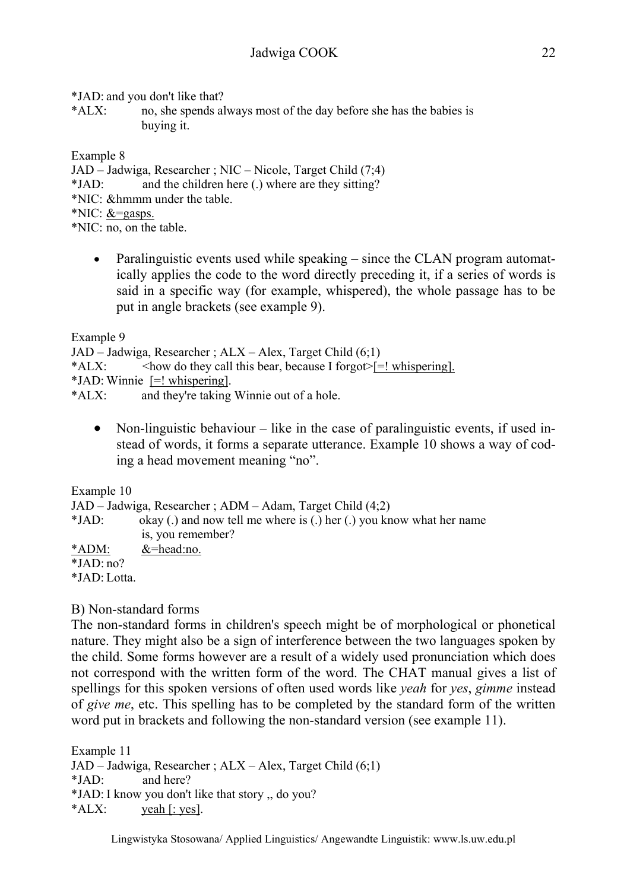*JAD: and you don't like that?
*ALX: no, she spends always most of the day before she has the babies is buying it.

Example 8
JAD – Jadwiga, Researcher ; NIC – Nicole, Target Child (7;4)
*JAD: and the children here (.) where are they sitting?
*NIC: &hmmm under the table.
*NIC: &=gasps.
*NIC: no, on the table.

- Paralinguistic events used while speaking – since the CLAN program automatically applies the code to the word directly preceding it, if a series of words is said in a specific way (for example, whispered), the whole passage has to be put in angle brackets (see example 9).

Example 9
JAD – Jadwiga, Researcher ; ALX – Alex, Target Child (6;1)
*ALX: <how do they call this bear, because I forgot>[=! whispering].
*JAD: Winnie [=! whispering].
*ALX: and they're taking Winnie out of a hole.

- Non-linguistic behaviour – like in the case of paralinguistic events, if used instead of words, it forms a separate utterance. Example 10 shows a way of coding a head movement meaning "no".

Example 10
JAD – Jadwiga, Researcher ; ADM – Adam, Target Child (4;2)
*JAD: okay (.) and now tell me where is (.) her (.) you know what her name is, you remember?
*ADM: &=head:no.
*JAD: no?
*JAD: Lotta.

B) Non-standard forms
The non-standard forms in children's speech might be of morphological or phonetical nature. They might also be a sign of interference between the two languages spoken by the child. Some forms however are a result of a widely used pronunciation which does not correspond with the written form of the word. The CHAT manual gives a list of spellings for this spoken versions of often used words like *yeah* for *yes*, *gimme* instead of *give me*, etc. This spelling has to be completed by the standard form of the written word put in brackets and following the non-standard version (see example 11).

Example 11
JAD – Jadwiga, Researcher ; ALX – Alex, Target Child (6;1)
*JAD: and here?
*JAD: I know you don't like that story ,, do you?
*ALX: yeah [: yes].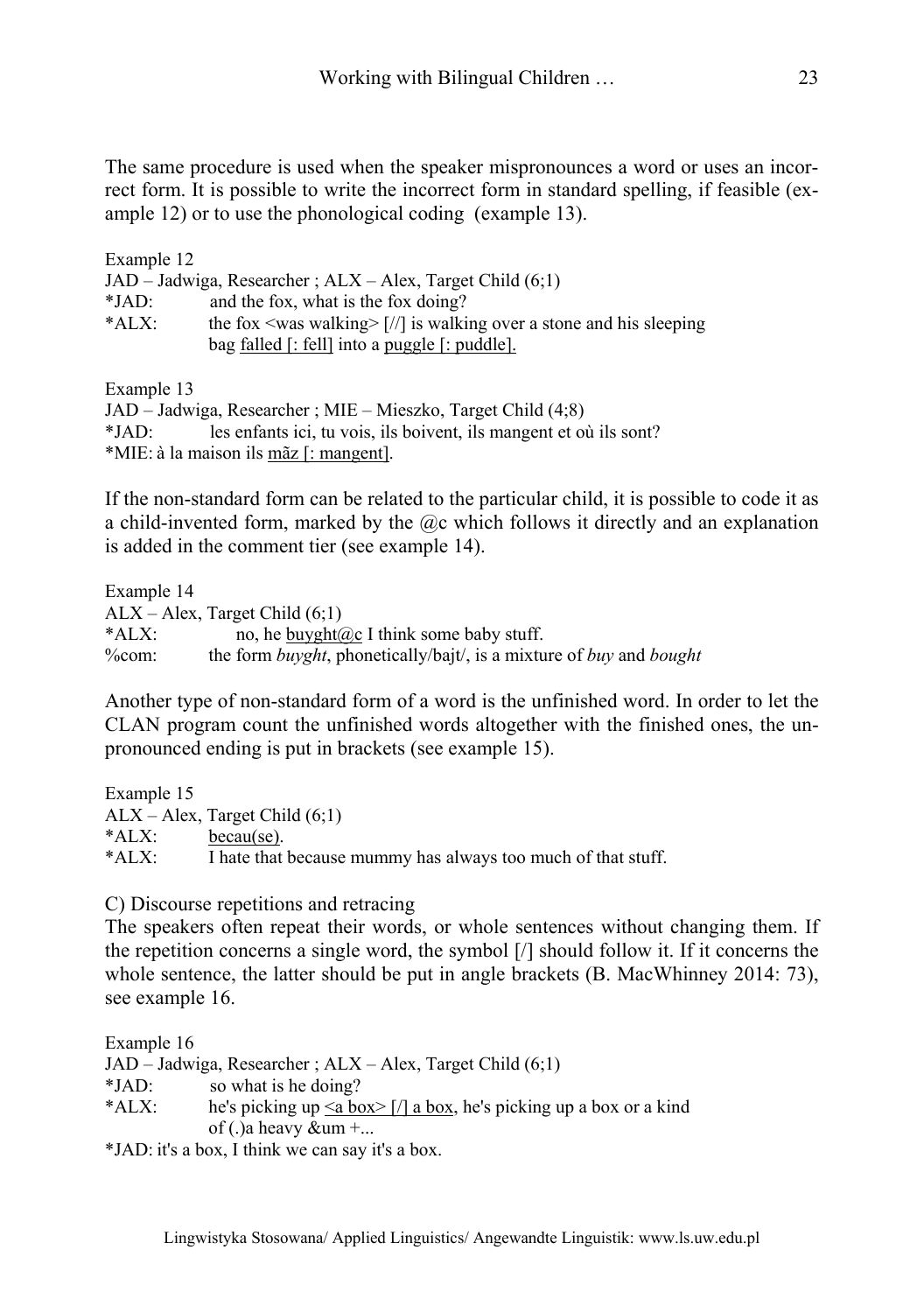The same procedure is used when the speaker mispronounces a word or uses an incorrect form. It is possible to write the incorrect form in standard spelling, if feasible (example 12) or to use the phonological coding (example 13).

Example 12
JAD – Jadwiga, Researcher ; ALX – Alex, Target Child (6;1)
*JAD: and the fox, what is the fox doing?
*ALX: the fox <was walking> [//] is walking over a stone and his sleeping bag <u>falled [: fell]</u> into a <u>puggle [: puddle].</u>

Example 13
JAD – Jadwiga, Researcher ; MIE – Mieszko, Target Child (4;8)
*JAD: les enfants ici, tu vois, ils boivent, ils mangent et où ils sont?
*MIE: à la maison ils <u>mãz [: mangent]</u>.

If the non-standard form can be related to the particular child, it is possible to code it as a child-invented form, marked by the @c which follows it directly and an explanation is added in the comment tier (see example 14).

Example 14
ALX – Alex, Target Child (6;1)
*ALX: no, he <u>buyght@c</u> I think some baby stuff.
%com: the form *buyght*, phonetically/bajt/, is a mixture of *buy* and *bought*

Another type of non-standard form of a word is the unfinished word. In order to let the CLAN program count the unfinished words altogether with the finished ones, the unpronounced ending is put in brackets (see example 15).

Example 15
ALX – Alex, Target Child (6;1)
*ALX: <u>becau(se)</u>.
*ALX: I hate that because mummy has always too much of that stuff.

C) Discourse repetitions and retracing
The speakers often repeat their words, or whole sentences without changing them. If the repetition concerns a single word, the symbol [/] should follow it. If it concerns the whole sentence, the latter should be put in angle brackets (B. MacWhinney 2014: 73), see example 16.

Example 16
JAD – Jadwiga, Researcher ; ALX – Alex, Target Child (6;1)
*JAD: so what is he doing?
*ALX: he's picking up <u><a box> [/] a box</u>, he's picking up a box or a kind of (.)a heavy &um +...
*JAD: it's a box, I think we can say it's a box.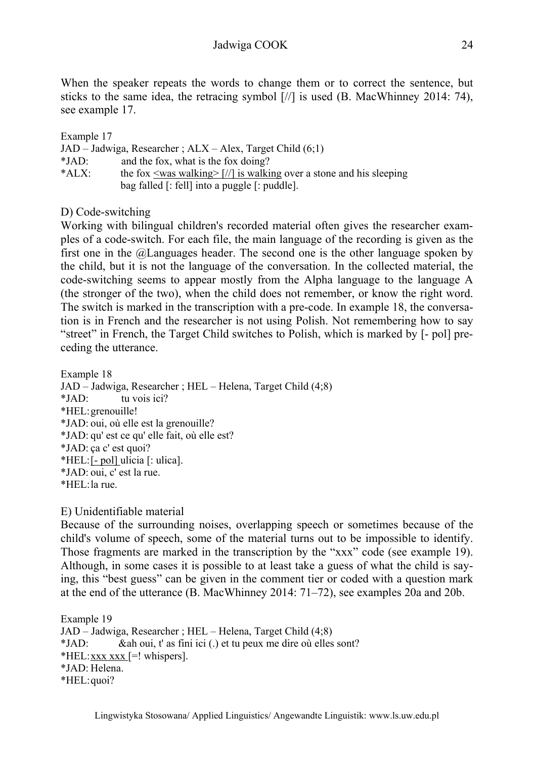When the speaker repeats the words to change them or to correct the sentence, but sticks to the same idea, the retracing symbol [//] is used (B. MacWhinney 2014: 74), see example 17.

Example 17
JAD – Jadwiga, Researcher ; ALX – Alex, Target Child (6;1)
*JAD: and the fox, what is the fox doing?
*ALX: the fox <was walking> [//] is walking over a stone and his sleeping bag falled [: fell] into a puggle [: puddle].

D) Code-switching

Working with bilingual children's recorded material often gives the researcher examples of a code-switch. For each file, the main language of the recording is given as the first one in the @Languages header. The second one is the other language spoken by the child, but it is not the language of the conversation. In the collected material, the code-switching seems to appear mostly from the Alpha language to the language A (the stronger of the two), when the child does not remember, or know the right word. The switch is marked in the transcription with a pre-code. In example 18, the conversation is in French and the researcher is not using Polish. Not remembering how to say "street" in French, the Target Child switches to Polish, which is marked by [- pol] preceding the utterance.

Example 18
JAD – Jadwiga, Researcher ; HEL – Helena, Target Child (4;8)
*JAD: tu vois ici?
*HEL: grenouille!
*JAD: oui, où elle est la grenouille?
*JAD: qu' est ce qu' elle fait, où elle est?
*JAD: ça c' est quoi?
*HEL: [- pol] ulicia [: ulica].
*JAD: oui, c' est la rue.
*HEL: la rue.

E) Unidentifiable material

Because of the surrounding noises, overlapping speech or sometimes because of the child's volume of speech, some of the material turns out to be impossible to identify. Those fragments are marked in the transcription by the "xxx" code (see example 19). Although, in some cases it is possible to at least take a guess of what the child is saying, this "best guess" can be given in the comment tier or coded with a question mark at the end of the utterance (B. MacWhinney 2014: 71–72), see examples 20a and 20b.

Example 19
JAD – Jadwiga, Researcher ; HEL – Helena, Target Child (4;8)
*JAD: &ah oui, t' as fini ici (.) et tu peux me dire où elles sont?
*HEL: xxx xxx [=! whispers].
*JAD: Helena.
*HEL: quoi?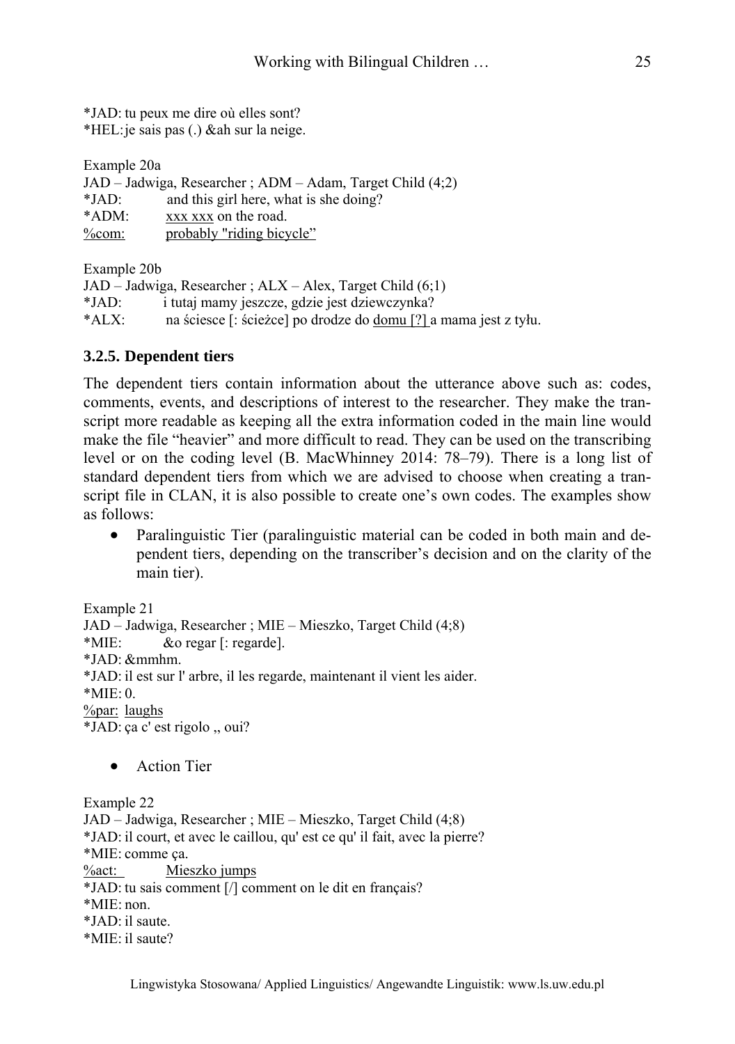*JAD: tu peux me dire où elles sont?
*HEL: je sais pas (.) &ah sur la neige.

Example 20a
JAD – Jadwiga, Researcher ; ADM – Adam, Target Child (4;2)
*JAD: and this girl here, what is she doing?
*ADM: <u>xxx xxx</u> on the road.
<u>%com:</u> <u>probably "riding bicycle”</u>

Example 20b
JAD – Jadwiga, Researcher ; ALX – Alex, Target Child (6;1)
*JAD: i tutaj mamy jeszcze, gdzie jest dziewczynka?
*ALX: na ściesce [: ścieżce] po drodze do <u>domu [?]</u> a mama jest z tyłu.

### 3.2.5. Dependent tiers

The dependent tiers contain information about the utterance above such as: codes, comments, events, and descriptions of interest to the researcher. They make the transcript more readable as keeping all the extra information coded in the main line would make the file “heavier” and more difficult to read. They can be used on the transcribing level or on the coding level (B. MacWhinney 2014: 78–79). There is a long list of standard dependent tiers from which we are advised to choose when creating a transcript file in CLAN, it is also possible to create one’s own codes. The examples show as follows:

- Paralinguistic Tier (paralinguistic material can be coded in both main and dependent tiers, depending on the transcriber’s decision and on the clarity of the main tier).

Example 21
JAD – Jadwiga, Researcher ; MIE – Mieszko, Target Child (4;8)
*MIE: &o regar [: regarde].
*JAD: &mmhm.
*JAD: il est sur l' arbre, il les regarde, maintenant il vient les aider.
*MIE: 0.
<u>%par:</u> <u>laughs</u>
*JAD: ça c' est rigolo ,, oui?

- Action Tier

Example 22
JAD – Jadwiga, Researcher ; MIE – Mieszko, Target Child (4;8)
*JAD: il court, et avec le caillou, qu' est ce qu' il fait, avec la pierre?
*MIE: comme ça.
<u>%act:</u> <u>Mieszko jumps</u>
*JAD: tu sais comment [/] comment on le dit en français?
*MIE: non.
*JAD: il saute.
*MIE: il saute?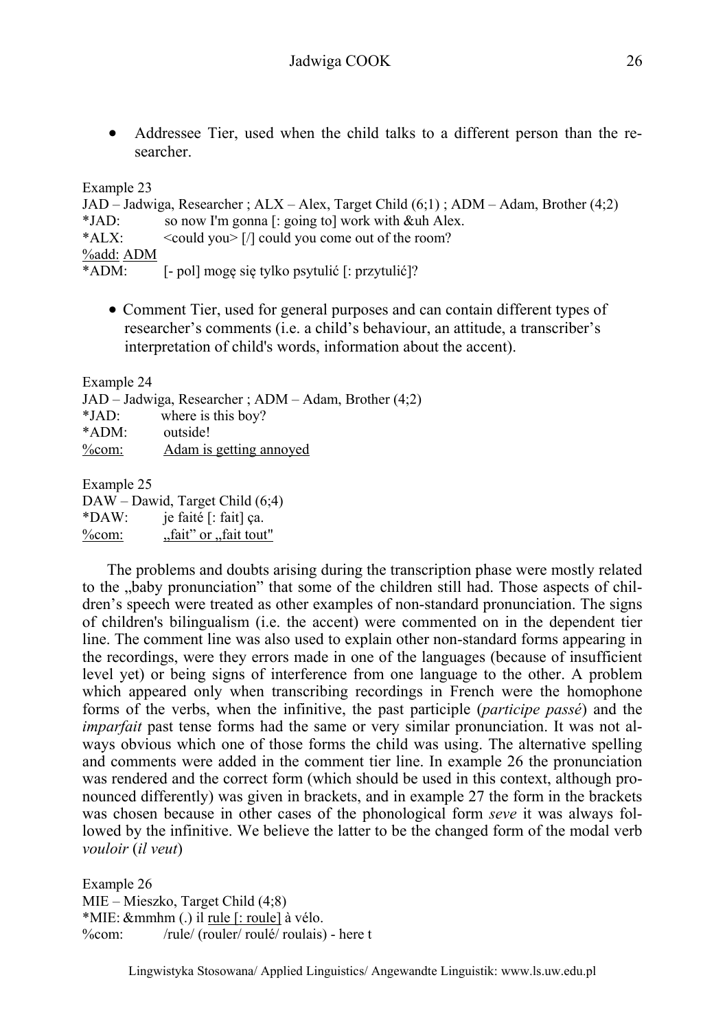- Addressee Tier, used when the child talks to a different person than the researcher.

Example 23

JAD – Jadwiga, Researcher ; ALX – Alex, Target Child (6;1) ; ADM – Adam, Brother (4;2)

*JAD: so now I'm gonna [: going to] work with &uh Alex.

*ALX: <could you> [/] could you come out of the room?

%add: ADM

*ADM: [- pol] mogę się tylko psytulić [: przytulić]?

- Comment Tier, used for general purposes and can contain different types of researcher's comments (i.e. a child's behaviour, an attitude, a transcriber's interpretation of child's words, information about the accent).

Example 24

JAD – Jadwiga, Researcher ; ADM – Adam, Brother (4;2)

*JAD: where is this boy?

*ADM: outside!

%com: Adam is getting annoyed

Example 25

DAW – Dawid, Target Child (6;4)

*DAW: je faité [: fait] ça.

%com: „fait" or „fait tout"

The problems and doubts arising during the transcription phase were mostly related to the „baby pronunciation" that some of the children still had. Those aspects of children's speech were treated as other examples of non-standard pronunciation. The signs of children's bilingualism (i.e. the accent) were commented on in the dependent tier line. The comment line was also used to explain other non-standard forms appearing in the recordings, were they errors made in one of the languages (because of insufficient level yet) or being signs of interference from one language to the other. A problem which appeared only when transcribing recordings in French were the homophone forms of the verbs, when the infinitive, the past participle (*participe passé*) and the *imparfait* past tense forms had the same or very similar pronunciation. It was not always obvious which one of those forms the child was using. The alternative spelling and comments were added in the comment tier line. In example 26 the pronunciation was rendered and the correct form (which should be used in this context, although pronounced differently) was given in brackets, and in example 27 the form in the brackets was chosen because in other cases of the phonological form *seve* it was always followed by the infinitive. We believe the latter to be the changed form of the modal verb *vouloir* (*il veut*)

Example 26

MIE – Mieszko, Target Child (4;8)

*MIE: &mmhm (.) il rule [: roule] à vélo.

%com: /rule/ (rouler/ roulé/ roulais) - here t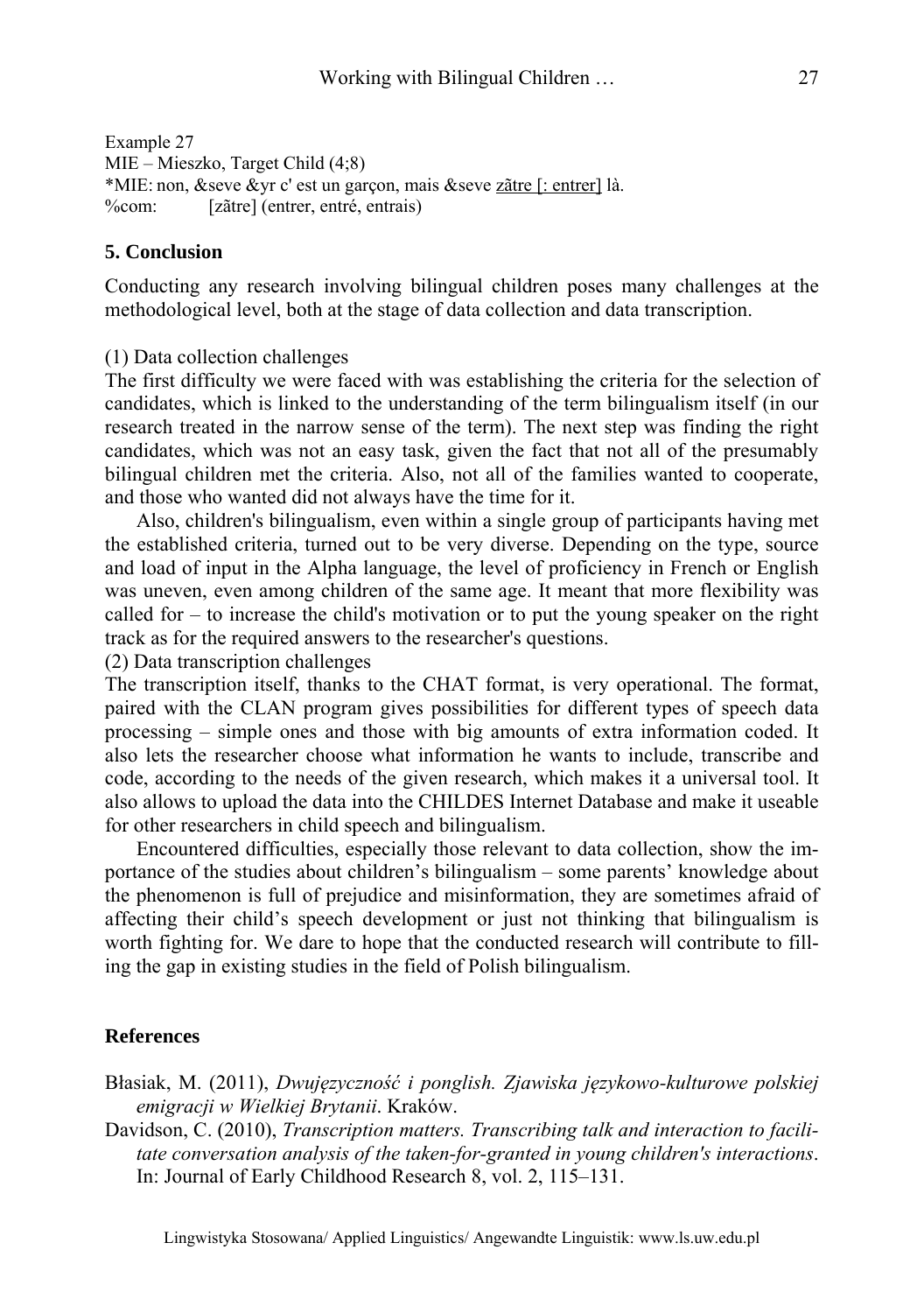Example 27
MIE – Mieszko, Target Child (4;8)
*MIE: non, &seve &yr c' est un garçon, mais &seve zãtre [: entrer] là.
%com: [zãtre] (entrer, entré, entrais)

## 5. Conclusion

Conducting any research involving bilingual children poses many challenges at the methodological level, both at the stage of data collection and data transcription.

(1) Data collection challenges
The first difficulty we were faced with was establishing the criteria for the selection of candidates, which is linked to the understanding of the term bilingualism itself (in our research treated in the narrow sense of the term). The next step was finding the right candidates, which was not an easy task, given the fact that not all of the presumably bilingual children met the criteria. Also, not all of the families wanted to cooperate, and those who wanted did not always have the time for it.

Also, children's bilingualism, even within a single group of participants having met the established criteria, turned out to be very diverse. Depending on the type, source and load of input in the Alpha language, the level of proficiency in French or English was uneven, even among children of the same age. It meant that more flexibility was called for – to increase the child's motivation or to put the young speaker on the right track as for the required answers to the researcher's questions.

(2) Data transcription challenges
The transcription itself, thanks to the CHAT format, is very operational. The format, paired with the CLAN program gives possibilities for different types of speech data processing – simple ones and those with big amounts of extra information coded. It also lets the researcher choose what information he wants to include, transcribe and code, according to the needs of the given research, which makes it a universal tool. It also allows to upload the data into the CHILDES Internet Database and make it useable for other researchers in child speech and bilingualism.

Encountered difficulties, especially those relevant to data collection, show the importance of the studies about children's bilingualism – some parents' knowledge about the phenomenon is full of prejudice and misinformation, they are sometimes afraid of affecting their child's speech development or just not thinking that bilingualism is worth fighting for. We dare to hope that the conducted research will contribute to filling the gap in existing studies in the field of Polish bilingualism.

## References

Błasiak, M. (2011), *Dwujęzyczność i ponglish. Zjawiska językowo-kulturowe polskiej emigracji w Wielkiej Brytanii*. Kraków.

Davidson, C. (2010), *Transcription matters. Transcribing talk and interaction to facilitate conversation analysis of the taken-for-granted in young children's interactions*. In: Journal of Early Childhood Research 8, vol. 2, 115–131.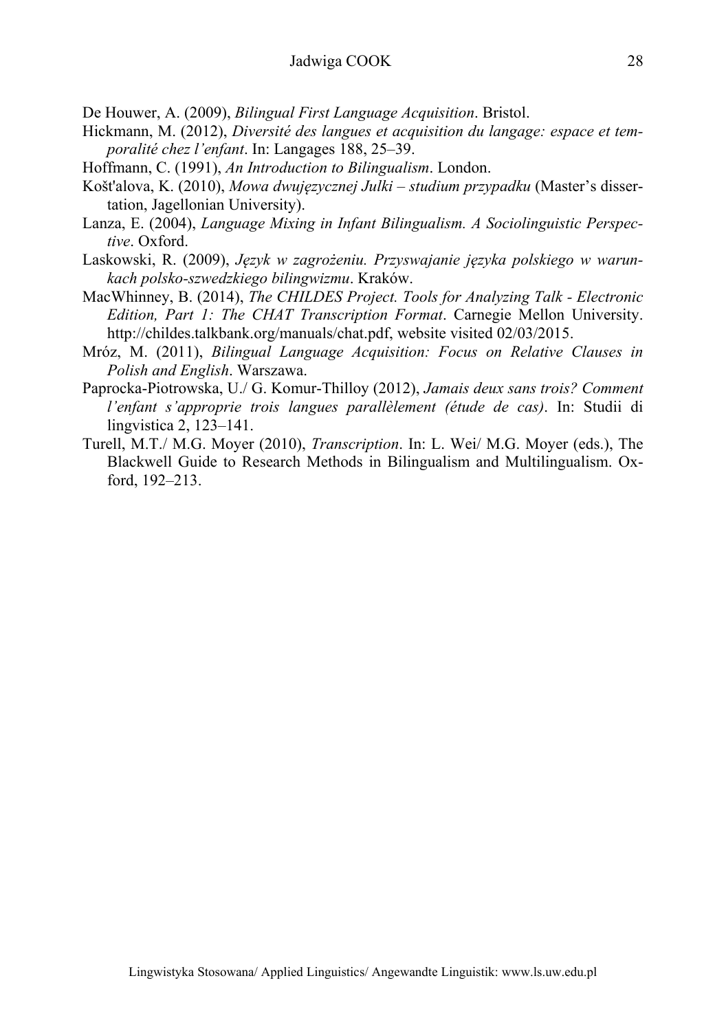De Houwer, A. (2009), *Bilingual First Language Acquisition*. Bristol.

Hickmann, M. (2012), *Diversité des langues et acquisition du langage: espace et temporalité chez l'enfant*. In: Langages 188, 25–39.

Hoffmann, C. (1991), *An Introduction to Bilingualism*. London.

Košt'alova, K. (2010), *Mowa dwujęzycznej Julki – studium przypadku* (Master's dissertation, Jagellonian University).

Lanza, E. (2004), *Language Mixing in Infant Bilingualism. A Sociolinguistic Perspective*. Oxford.

Laskowski, R. (2009), *Język w zagrożeniu. Przyswajanie języka polskiego w warunkach polsko-szwedzkiego bilingwizmu*. Kraków.

MacWhinney, B. (2014), *The CHILDES Project. Tools for Analyzing Talk - Electronic Edition, Part 1: The CHAT Transcription Format*. Carnegie Mellon University. http://childes.talkbank.org/manuals/chat.pdf, website visited 02/03/2015.

Mróz, M. (2011), *Bilingual Language Acquisition: Focus on Relative Clauses in Polish and English*. Warszawa.

Paprocka-Piotrowska, U./ G. Komur-Thilloy (2012), *Jamais deux sans trois? Comment l'enfant s'approprie trois langues parallèlement (étude de cas)*. In: Studii di lingvistica 2, 123–141.

Turell, M.T./ M.G. Moyer (2010), *Transcription*. In: L. Wei/ M.G. Moyer (eds.), The Blackwell Guide to Research Methods in Bilingualism and Multilingualism. Oxford, 192–213.